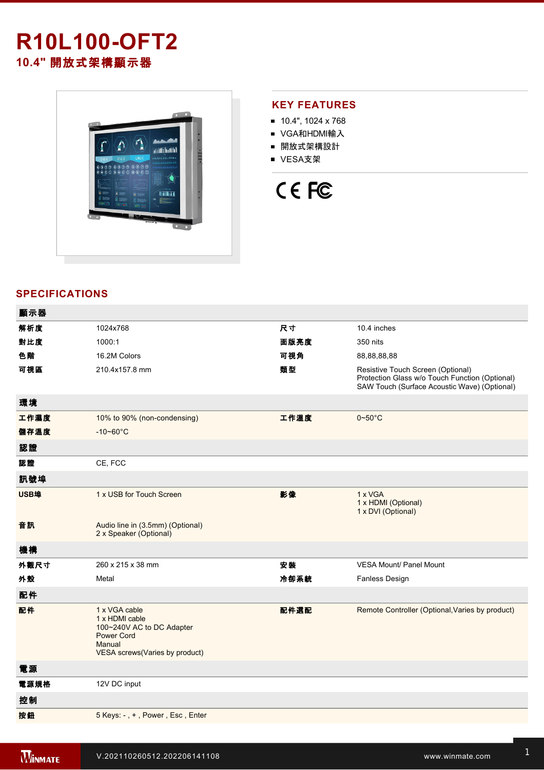# R10L100-OFT2

## 10.4" 開放式架構顯示器

## KEY FEATURES

- 10.4", 1024 x 768
- VGA和HDMI輸入
- 開放式架構設計
- VESA支架

## SPECIFICATIONS

| 顯示器 | | | |
|---|---|---|---|
| 解析度 | 1024x768 | 尺寸 | 10.4 inches |
| 對比度 | 1000:1 | 面版亮度 | 350 nits |
| 色階 | 16.2M Colors | 可視角 | 88,88,88,88 |
| 可視區 | 210.4x157.8 mm | 類型 | Resistive Touch Screen (Optional)<br>Protection Glass w/o Touch Function (Optional)<br>SAW Touch (Surface Acoustic Wave) (Optional) |
| **環境** | | | |
| 工作濕度 | 10% to 90% (non-condensing) | 工作溫度 | 0~50°C |
| 儲存溫度 | -10~60°C | | |
| **認證** | | | |
| 認證 | CE, FCC | | |
| **訊號埠** | | | |
| USB埠 | 1 x USB for Touch Screen | 影像 | 1 x VGA<br>1 x HDMI (Optional)<br>1 x DVI (Optional) |
| 音訊 | Audio line in (3.5mm) (Optional)<br>2 x Speaker (Optional) | | |
| **機構** | | | |
| 外觀尺寸 | 260 x 215 x 38 mm | 安裝 | VESA Mount/ Panel Mount |
| 外殼 | Metal | 冷卻系統 | Fanless Design |
| **配件** | | | |
| 配件 | 1 x VGA cable<br>1 x HDMI cable<br>100~240V AC to DC Adapter<br>Power Cord<br>Manual<br>VESA screws(Varies by product) | 配件選配 | Remote Controller (Optional,Varies by product) |
| **電源** | | | |
| 電源規格 | 12V DC input | | |
| **控制** | | | |
| 按鈕 | 5 Keys: - , + , Power , Esc , Enter | | |

V.202110260512.202206141108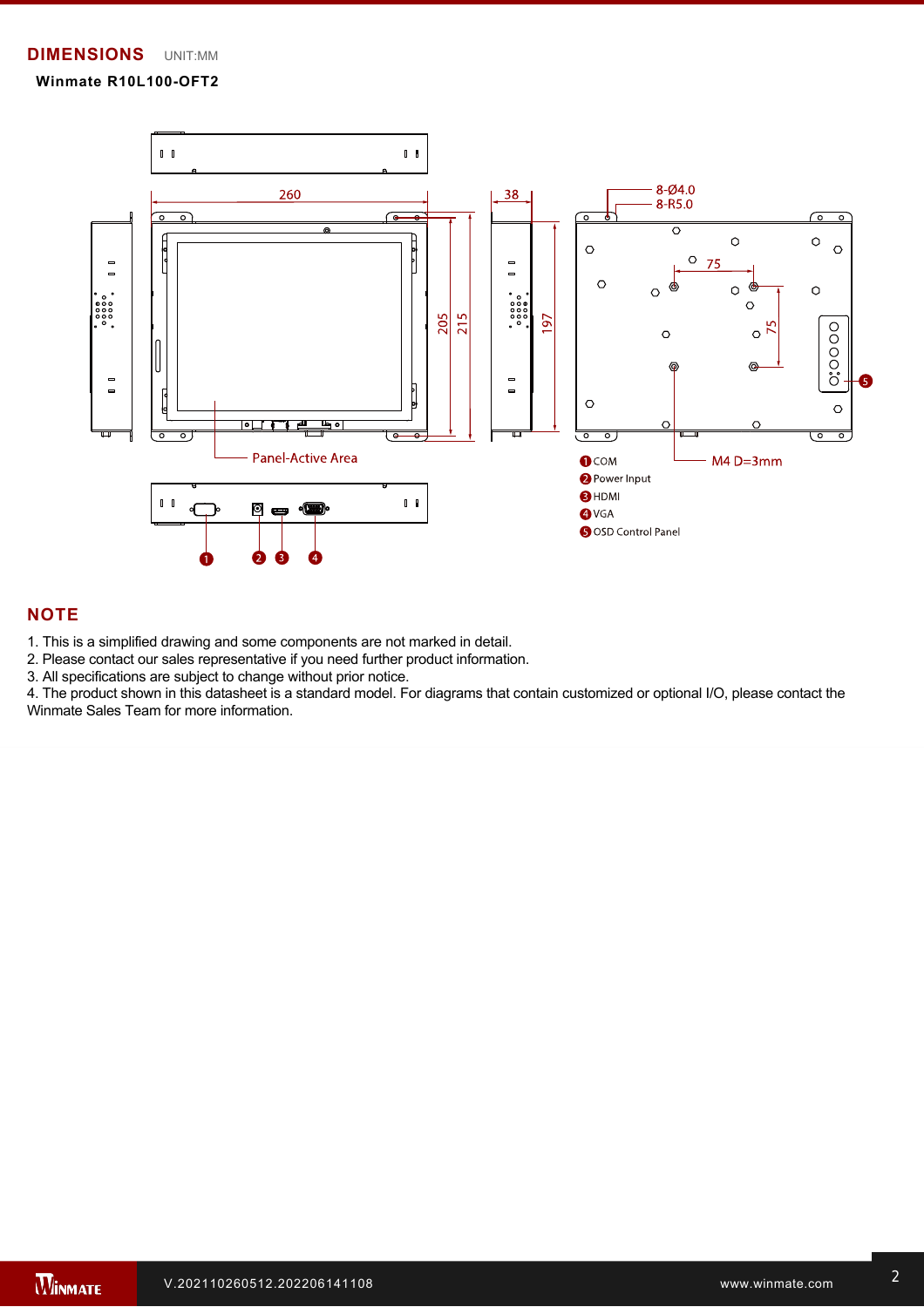## DIMENSIONS UNIT:MM

**Winmate R10L100-OFT2**

260

38

8-Ø4.0
8-R5.0

205
215
197

75
75

Panel-Active Area

M4 D=3mm

1 COM
2 Power Input
3 HDMI
4 VGA
5 OSD Control Panel

## NOTE

1. This is a simplified drawing and some components are not marked in detail.
2. Please contact our sales representative if you need further product information.
3. All specifications are subject to change without prior notice.
4. The product shown in this datasheet is a standard model. For diagrams that contain customized or optional I/O, please contact the Winmate Sales Team for more information.